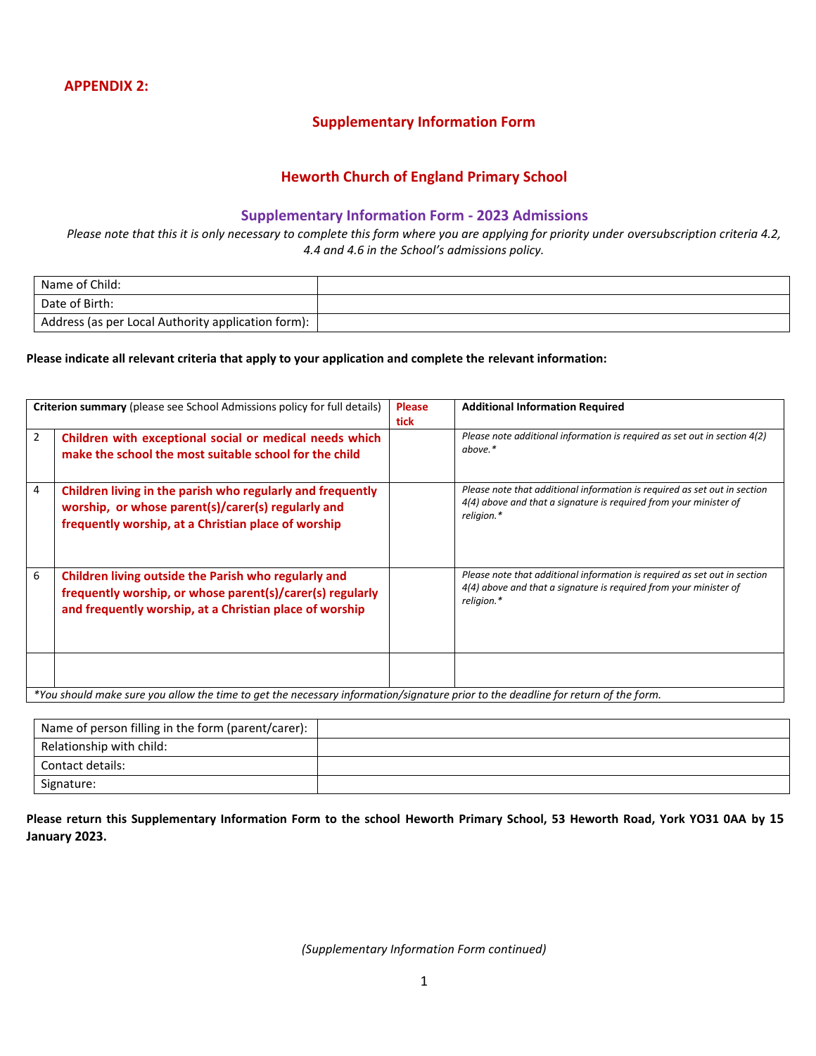**APPENDIX 2:**

## Supplementary Information Form

## Heworth Church of England Primary School

### Supplementary Information Form - 2023 Admissions

*Please note that this it is only necessary to complete this form where you are applying for priority under oversubscription criteria 4.2, 4.4 and 4.6 in the School's admissions policy.*

| | |
|---|---|
| Name of Child: | |
| Date of Birth: | |
| Address (as per Local Authority application form): | |

**Please indicate all relevant criteria that apply to your application and complete the relevant information:**

| **Criterion summary** (please see School Admissions policy for full details) | | **Please tick** | **Additional Information Required** |
|---|---|---|---|
| 2 | **Children with exceptional social or medical needs which make the school the most suitable school for the child** | | *Please note additional information is required as set out in section 4(2) above.** |
| 4 | **Children living in the parish who regularly and frequently worship, or whose parent(s)/carer(s) regularly and frequently worship, at a Christian place of worship** | | *Please note that additional information is required as set out in section 4(4) above and that a signature is required from your minister of religion.** |
| 6 | **Children living outside the Parish who regularly and frequently worship, or whose parent(s)/carer(s) regularly and frequently worship, at a Christian place of worship** | | *Please note that additional information is required as set out in section 4(4) above and that a signature is required from your minister of religion.** |
| | | | |

**You should make sure you allow the time to get the necessary information/signature prior to the deadline for return of the form.*

| | |
|---|---|
| Name of person filling in the form (parent/carer): | |
| Relationship with child: | |
| Contact details: | |
| Signature: | |

**Please return this Supplementary Information Form to the school Heworth Primary School, 53 Heworth Road, York YO31 0AA by 15 January 2023.**

*(Supplementary Information Form continued)*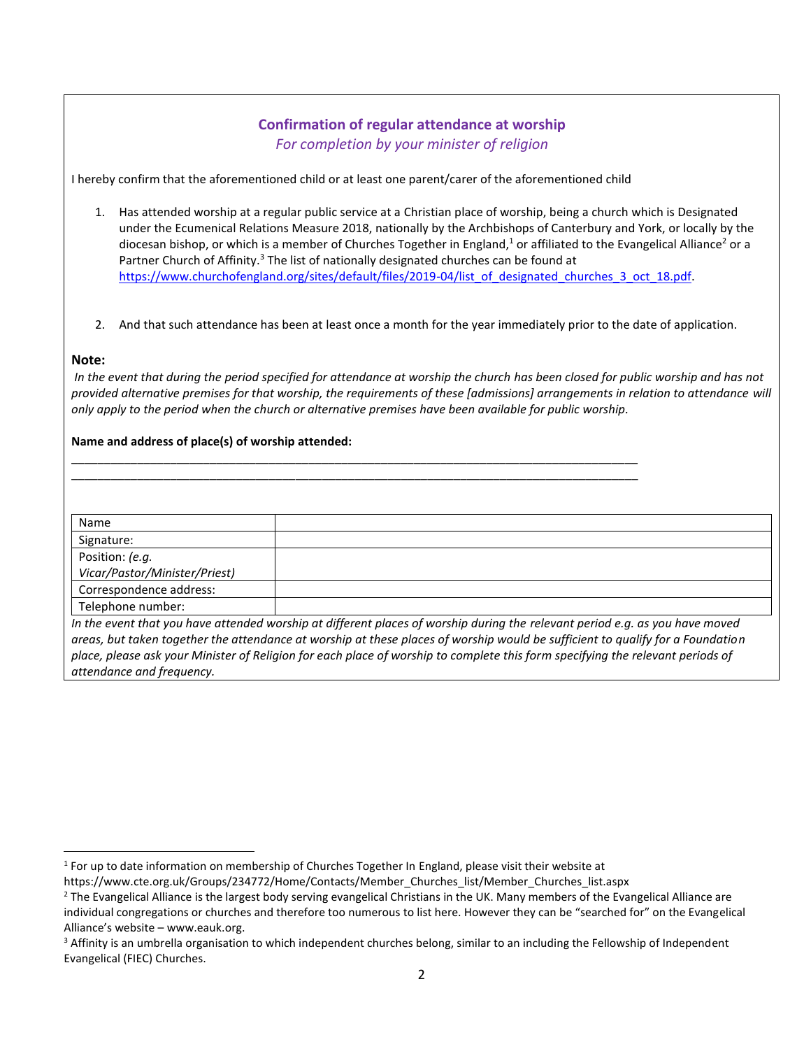## Confirmation of regular attendance at worship

*For completion by your minister of religion*

I hereby confirm that the aforementioned child or at least one parent/carer of the aforementioned child

1. Has attended worship at a regular public service at a Christian place of worship, being a church which is Designated under the Ecumenical Relations Measure 2018, nationally by the Archbishops of Canterbury and York, or locally by the diocesan bishop, or which is a member of Churches Together in England,[1] or affiliated to the Evangelical Alliance[2] or a Partner Church of Affinity.[3] The list of nationally designated churches can be found at https://www.churchofengland.org/sites/default/files/2019-04/list_of_designated_churches_3_oct_18.pdf.

2. And that such attendance has been at least once a month for the year immediately prior to the date of application.

**Note:**

*In the event that during the period specified for attendance at worship the church has been closed for public worship and has not provided alternative premises for that worship, the requirements of these [admissions] arrangements in relation to attendance will only apply to the period when the church or alternative premises have been available for public worship.*

**Name and address of place(s) of worship attended:**

\_\_\_\_\_\_\_\_\_\_\_\_\_\_\_\_\_\_\_\_\_\_\_\_\_\_\_\_\_\_\_\_\_\_\_\_\_\_\_\_\_\_\_\_\_\_\_\_\_\_\_\_\_\_\_\_\_\_\_\_\_\_\_\_\_\_\_\_\_\_\_\_\_\_\_\_\_\_

\_\_\_\_\_\_\_\_\_\_\_\_\_\_\_\_\_\_\_\_\_\_\_\_\_\_\_\_\_\_\_\_\_\_\_\_\_\_\_\_\_\_\_\_\_\_\_\_\_\_\_\_\_\_\_\_\_\_\_\_\_\_\_\_\_\_\_\_\_\_\_\_\_\_\_\_\_\_

| | |
|---|---|
| Name | |
| Signature: | |
| Position: *(e.g. Vicar/Pastor/Minister/Priest)* | |
| Correspondence address: | |
| Telephone number: | |

*In the event that you have attended worship at different places of worship during the relevant period e.g. as you have moved areas, but taken together the attendance at worship at these places of worship would be sufficient to qualify for a Foundation place, please ask your Minister of Religion for each place of worship to complete this form specifying the relevant periods of attendance and frequency.*

[1] For up to date information on membership of Churches Together In England, please visit their website at https://www.cte.org.uk/Groups/234772/Home/Contacts/Member_Churches_list/Member_Churches_list.aspx

[2] The Evangelical Alliance is the largest body serving evangelical Christians in the UK. Many members of the Evangelical Alliance are individual congregations or churches and therefore too numerous to list here. However they can be "searched for" on the Evangelical Alliance's website – www.eauk.org.

[3] Affinity is an umbrella organisation to which independent churches belong, similar to an including the Fellowship of Independent Evangelical (FIEC) Churches.